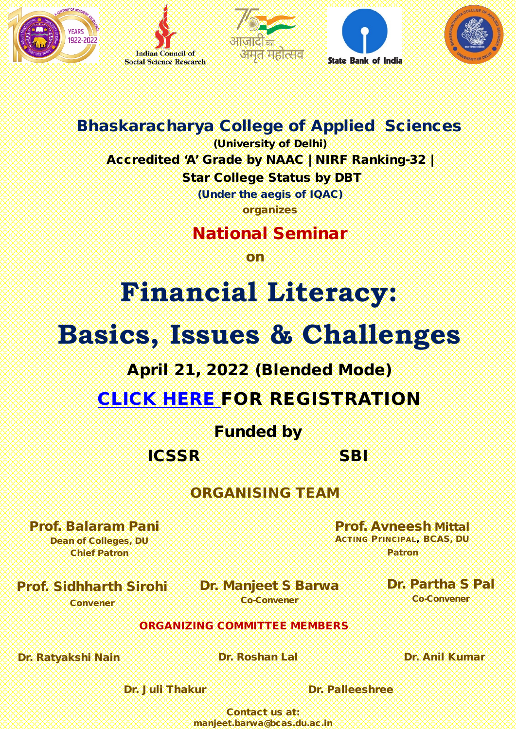Indian Council of Social Science Research

आज़ादी का अमृत महोत्सव

State Bank of India

# Bhaskaracharya College of Applied Sciences

**(University of Delhi)**

**Accredited 'A' Grade by NAAC | NIRF Ranking-32 |**

**Star College Status by DBT**

**(Under the aegis of IQAC)**

**organizes**

## National Seminar

**on**

# Financial Literacy: Basics, Issues & Challenges

**April 21, 2022 (Blended Mode)**

**CLICK HERE FOR REGISTRATION**

**Funded by**

**ICSSR** **SBI**

## ORGANISING TEAM

**Prof. Balaram Pani**
Dean of Colleges, DU
Chief Patron

**Prof. Avneesh Mittal**
Acting Principal, BCAS, DU
Patron

**Prof. Sidhharth Sirohi**
Convener

**Dr. Manjeet S Barwa**
Co-Convener

**Dr. Partha S Pal**
Co-Convener

## ORGANIZING COMMITTEE MEMBERS

**Dr. Ratyakshi Nain** **Dr. Roshan Lal** **Dr. Anil Kumar**

**Dr. Juli Thakur** **Dr. Palleeshree**

**Contact us at:**
**manjeet.barwa@bcas.du.ac.in**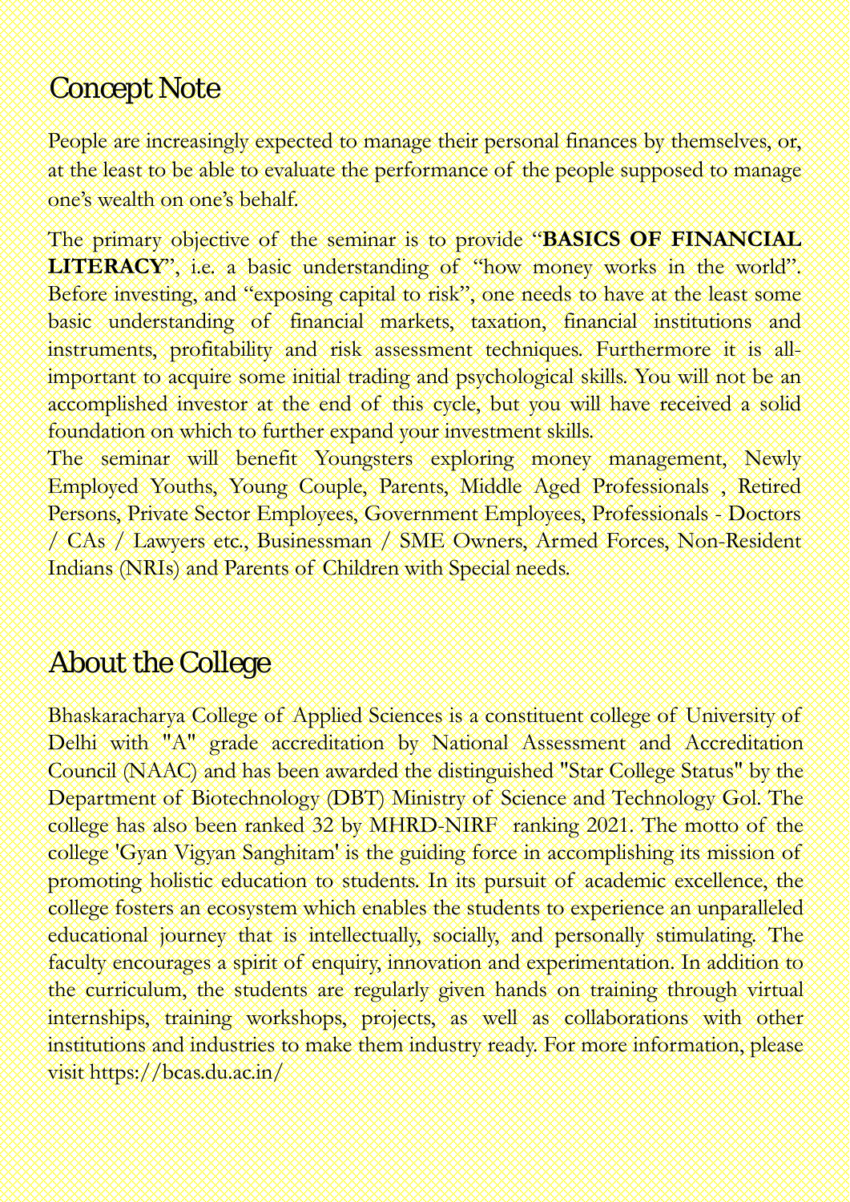## Concept Note

People are increasingly expected to manage their personal finances by themselves, or, at the least to be able to evaluate the performance of the people supposed to manage one's wealth on one's behalf.

The primary objective of the seminar is to provide "**BASICS OF FINANCIAL LITERACY**", i.e. a basic understanding of "how money works in the world". Before investing, and "exposing capital to risk", one needs to have at the least some basic understanding of financial markets, taxation, financial institutions and instruments, profitability and risk assessment techniques. Furthermore it is all-important to acquire some initial trading and psychological skills. You will not be an accomplished investor at the end of this cycle, but you will have received a solid foundation on which to further expand your investment skills.
The seminar will benefit Youngsters exploring money management, Newly Employed Youths, Young Couple, Parents, Middle Aged Professionals , Retired Persons, Private Sector Employees, Government Employees, Professionals - Doctors / CAs / Lawyers etc., Businessman / SME Owners, Armed Forces, Non-Resident Indians (NRIs) and Parents of Children with Special needs.

## About the College

Bhaskaracharya College of Applied Sciences is a constituent college of University of Delhi with "A" grade accreditation by National Assessment and Accreditation Council (NAAC) and has been awarded the distinguished "Star College Status" by the Department of Biotechnology (DBT) Ministry of Science and Technology GoI. The college has also been ranked 32 by MHRD-NIRF ranking 2021. The motto of the college 'Gyan Vigyan Sanghitam' is the guiding force in accomplishing its mission of promoting holistic education to students. In its pursuit of academic excellence, the college fosters an ecosystem which enables the students to experience an unparalleled educational journey that is intellectually, socially, and personally stimulating. The faculty encourages a spirit of enquiry, innovation and experimentation. In addition to the curriculum, the students are regularly given hands on training through virtual internships, training workshops, projects, as well as collaborations with other institutions and industries to make them industry ready. For more information, please visit https://bcas.du.ac.in/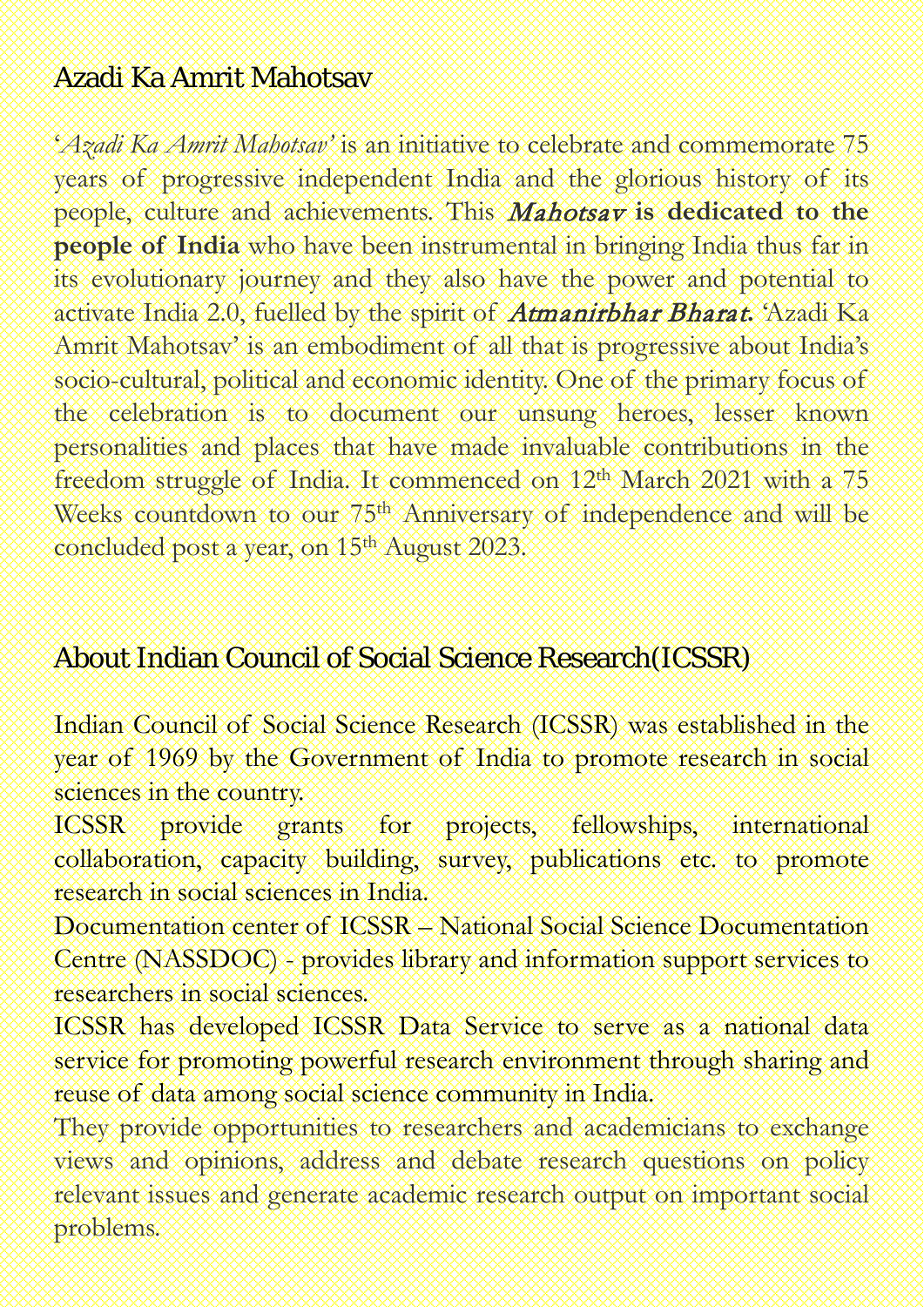## Azadi Ka Amrit Mahotsav

'*Azadi Ka Amrit Mahotsav'* is an initiative to celebrate and commemorate 75 years of progressive independent India and the glorious history of its people, culture and achievements. This ***Mahotsav* is dedicated to the people of India** who have been instrumental in bringing India thus far in its evolutionary journey and they also have the power and potential to activate India 2.0, fuelled by the spirit of ***Atmanirbhar Bharat*.** 'Azadi Ka Amrit Mahotsav' is an embodiment of all that is progressive about India's socio-cultural, political and economic identity. One of the primary focus of the celebration is to document our unsung heroes, lesser known personalities and places that have made invaluable contributions in the freedom struggle of India. It commenced on 12th March 2021 with a 75 Weeks countdown to our 75th Anniversary of independence and will be concluded post a year, on 15th August 2023.

## About Indian Council of Social Science Research(ICSSR)

Indian Council of Social Science Research (ICSSR) was established in the year of 1969 by the Government of India to promote research in social sciences in the country.

ICSSR provide grants for projects, fellowships, international collaboration, capacity building, survey, publications etc. to promote research in social sciences in India.

Documentation center of ICSSR – National Social Science Documentation Centre (NASSDOC) - provides library and information support services to researchers in social sciences.

ICSSR has developed ICSSR Data Service to serve as a national data service for promoting powerful research environment through sharing and reuse of data among social science community in India.

They provide opportunities to researchers and academicians to exchange views and opinions, address and debate research questions on policy relevant issues and generate academic research output on important social problems.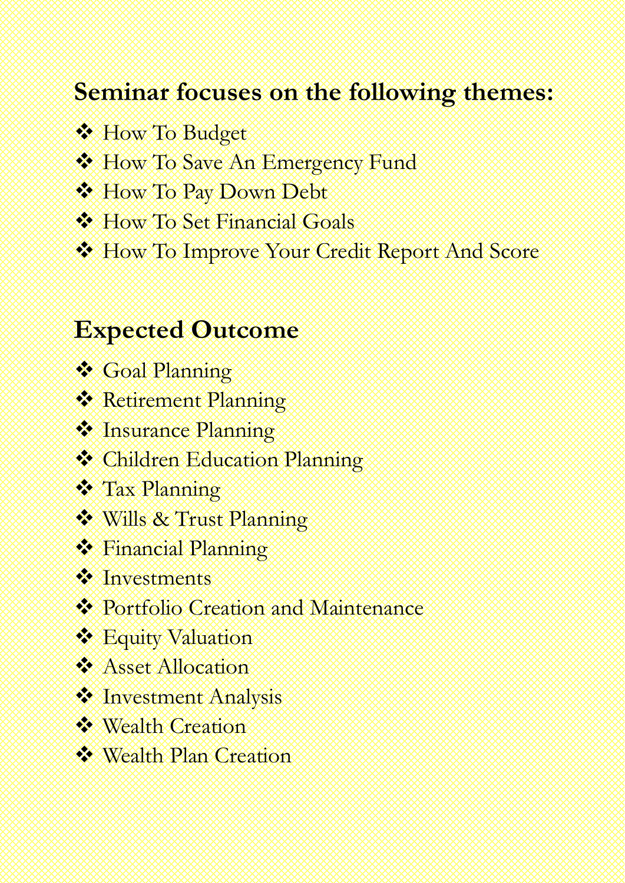## Seminar focuses on the following themes:

- How To Budget
- How To Save An Emergency Fund
- How To Pay Down Debt
- How To Set Financial Goals
- How To Improve Your Credit Report And Score

## Expected Outcome

- Goal Planning
- Retirement Planning
- Insurance Planning
- Children Education Planning
- Tax Planning
- Wills & Trust Planning
- Financial Planning
- Investments
- Portfolio Creation and Maintenance
- Equity Valuation
- Asset Allocation
- Investment Analysis
- Wealth Creation
- Wealth Plan Creation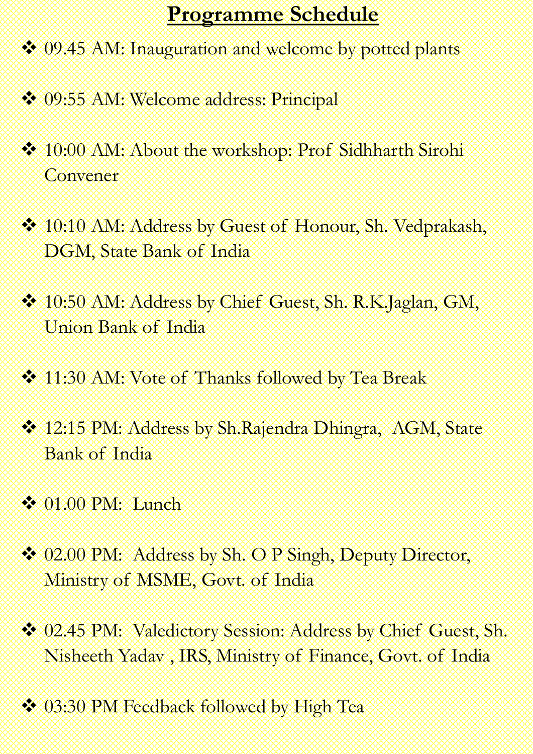# Programme Schedule

- 09.45 AM: Inauguration and welcome by potted plants
- 09:55 AM: Welcome address: Principal
- 10:00 AM: About the workshop: Prof Sidhharth Sirohi Convener
- 10:10 AM: Address by Guest of Honour, Sh. Vedprakash, DGM, State Bank of India
- 10:50 AM: Address by Chief Guest, Sh. R.K.Jaglan, GM, Union Bank of India
- 11:30 AM: Vote of Thanks followed by Tea Break
- 12:15 PM: Address by Sh.Rajendra Dhingra, AGM, State Bank of India
- 01.00 PM: Lunch
- 02.00 PM: Address by Sh. O P Singh, Deputy Director, Ministry of MSME, Govt. of India
- 02.45 PM: Valedictory Session: Address by Chief Guest, Sh. Nisheeth Yadav , IRS, Ministry of Finance, Govt. of India
- 03:30 PM Feedback followed by High Tea